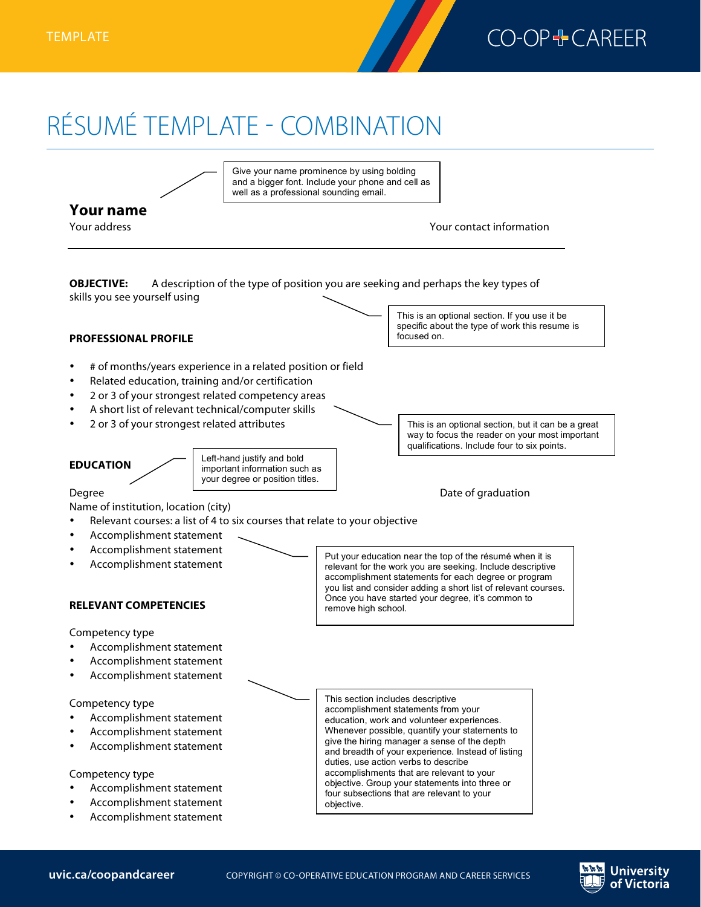TEMPLATE

CO-OP + CAREER

# RÉSUMÉ TEMPLATE - COMBINATION

Give your name prominence by using bolding and a bigger font. Include your phone and cell as well as a professional sounding email.

**Your name**
Your address

Your contact information

**OBJECTIVE:** A description of the type of position you are seeking and perhaps the key types of skills you see yourself using

This is an optional section. If you use it be specific about the type of work this resume is focused on.

**PROFESSIONAL PROFILE**

- # of months/years experience in a related position or field
- Related education, training and/or certification
- 2 or 3 of your strongest related competency areas
- A short list of relevant technical/computer skills
- 2 or 3 of your strongest related attributes

This is an optional section, but it can be a great way to focus the reader on your most important qualifications. Include four to six points.

**EDUCATION**

Left-hand justify and bold important information such as your degree or position titles.

Degree — Date of graduation
Name of institution, location (city)

- Relevant courses: a list of 4 to six courses that relate to your objective
- Accomplishment statement
- Accomplishment statement
- Accomplishment statement

Put your education near the top of the résumé when it is relevant for the work you are seeking. Include descriptive accomplishment statements for each degree or program you list and consider adding a short list of relevant courses. Once you have started your degree, it's common to remove high school.

**RELEVANT COMPETENCIES**

Competency type

- Accomplishment statement
- Accomplishment statement
- Accomplishment statement

Competency type

- Accomplishment statement
- Accomplishment statement
- Accomplishment statement

Competency type

- Accomplishment statement
- Accomplishment statement
- Accomplishment statement

This section includes descriptive accomplishment statements from your education, work and volunteer experiences. Whenever possible, quantify your statements to give the hiring manager a sense of the depth and breadth of your experience. Instead of listing duties, use action verbs to describe accomplishments that are relevant to your objective. Group your statements into three or four subsections that are relevant to your objective.

uvic.ca/coopandcareer

COPYRIGHT © CO-OPERATIVE EDUCATION PROGRAM AND CAREER SERVICES

University of Victoria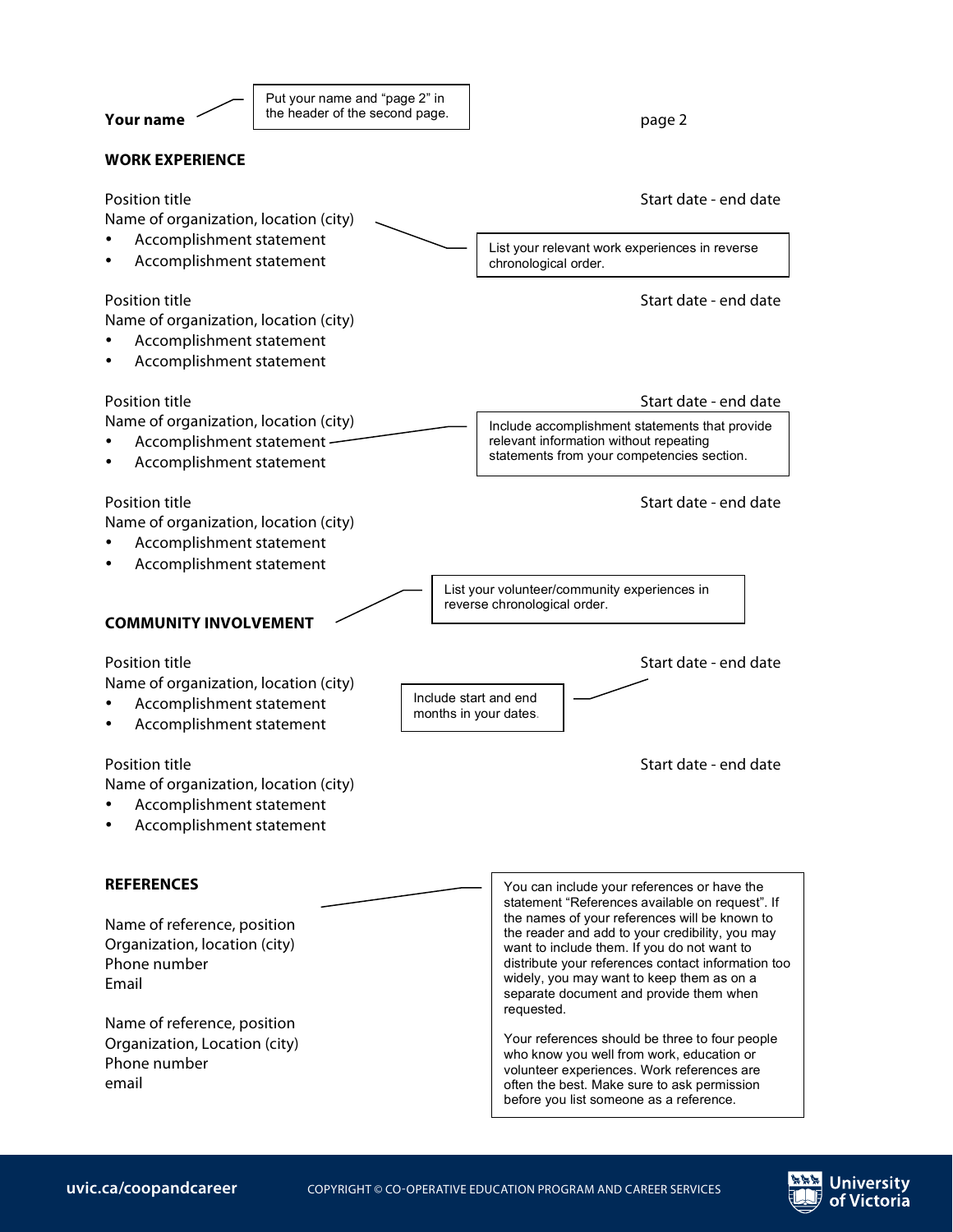**Your name**

> Put your name and "page 2" in the header of the second page.

page 2

**WORK EXPERIENCE**

Position title — Start date - end date
Name of organization, location (city)
- Accomplishment statement
- Accomplishment statement

> List your relevant work experiences in reverse chronological order.

Position title — Start date - end date
Name of organization, location (city)
- Accomplishment statement
- Accomplishment statement

Position title — Start date - end date
Name of organization, location (city)
- Accomplishment statement
- Accomplishment statement

> Include accomplishment statements that provide relevant information without repeating statements from your competencies section.

Position title — Start date - end date
Name of organization, location (city)
- Accomplishment statement
- Accomplishment statement

> List your volunteer/community experiences in reverse chronological order.

**COMMUNITY INVOLVEMENT**

Position title — Start date - end date
Name of organization, location (city)
- Accomplishment statement
- Accomplishment statement

> Include start and end months in your dates.

Position title — Start date - end date
Name of organization, location (city)
- Accomplishment statement
- Accomplishment statement

**REFERENCES**

Name of reference, position
Organization, location (city)
Phone number
Email

Name of reference, position
Organization, Location (city)
Phone number
email

> You can include your references or have the statement "References available on request". If the names of your references will be known to the reader and add to your credibility, you may want to include them. If you do not want to distribute your references contact information too widely, you may want to keep them as on a separate document and provide them when requested.
>
> Your references should be three to four people who know you well from work, education or volunteer experiences. Work references are often the best. Make sure to ask permission before you list someone as a reference.

uvic.ca/coopandcareer

COPYRIGHT © CO-OPERATIVE EDUCATION PROGRAM AND CAREER SERVICES

University of Victoria